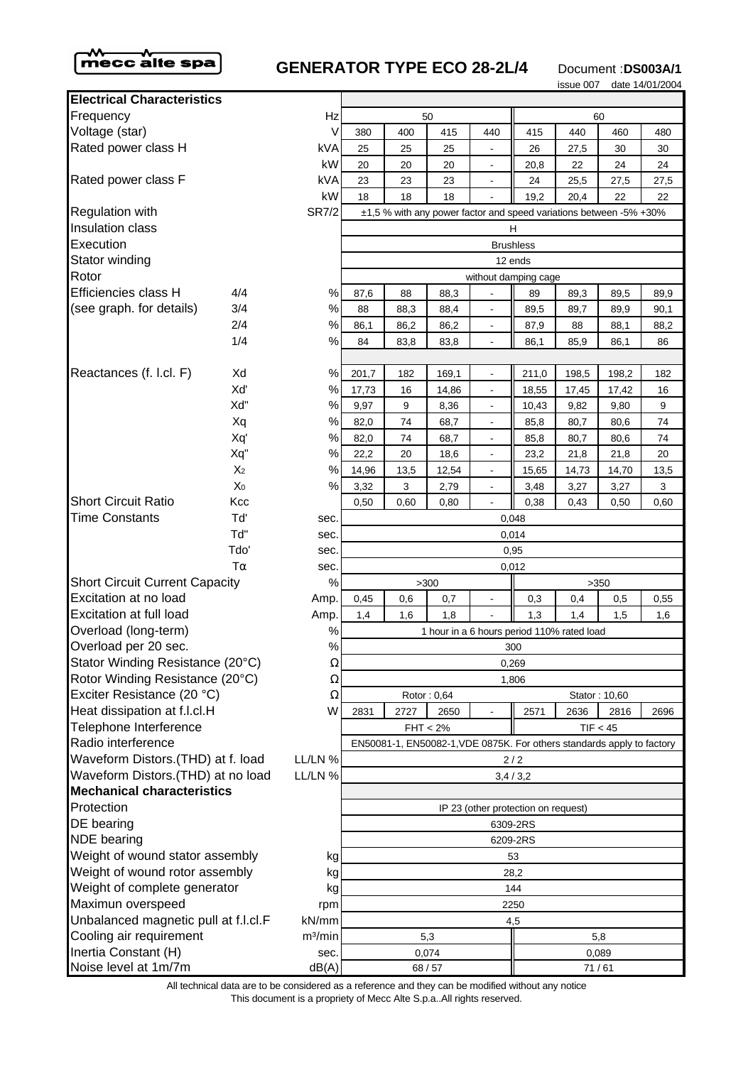mecc alte spa

# GENERATOR TYPE ECO 28-2L/4

Document : **DS003A/1**

issue 007 date 14/01/2004

| Electrical Characteristics | | | | | | | | | | |
|---|---|---|---|---|---|---|---|---|---|---|
| Frequency | | Hz | 50 | | | | 60 | | | |
| Voltage (star) | | V | 380 | 400 | 415 | 440 | 415 | 440 | 460 | 480 |
| Rated power class H | | kVA | 25 | 25 | 25 | - | 26 | 27,5 | 30 | 30 |
| | | kW | 20 | 20 | 20 | - | 20,8 | 22 | 24 | 24 |
| Rated power class F | | kVA | 23 | 23 | 23 | - | 24 | 25,5 | 27,5 | 27,5 |
| | | kW | 18 | 18 | 18 | - | 19,2 | 20,4 | 22 | 22 |
| Regulation with | | SR7/2 | ±1,5 % with any power factor and speed variations between -5% +30% | | | | | | | |
| Insulation class | | | H | | | | | | | |
| Execution | | | Brushless | | | | | | | |
| Stator winding | | | 12 ends | | | | | | | |
| Rotor | | | without damping cage | | | | | | | |
| Efficiencies class H | 4/4 | % | 87,6 | 88 | 88,3 | - | 89 | 89,3 | 89,5 | 89,9 |
| (see graph. for details) | 3/4 | % | 88 | 88,3 | 88,4 | - | 89,5 | 89,7 | 89,9 | 90,1 |
| | 2/4 | % | 86,1 | 86,2 | 86,2 | - | 87,9 | 88 | 88,1 | 88,2 |
| | 1/4 | % | 84 | 83,8 | 83,8 | - | 86,1 | 85,9 | 86,1 | 86 |
| Reactances (f. l.cl. F) | Xd | % | 201,7 | 182 | 169,1 | - | 211,0 | 198,5 | 198,2 | 182 |
| | Xd' | % | 17,73 | 16 | 14,86 | - | 18,55 | 17,45 | 17,42 | 16 |
| | Xd" | % | 9,97 | 9 | 8,36 | - | 10,43 | 9,82 | 9,80 | 9 |
| | Xq | % | 82,0 | 74 | 68,7 | - | 85,8 | 80,7 | 80,6 | 74 |
| | Xq' | % | 82,0 | 74 | 68,7 | - | 85,8 | 80,7 | 80,6 | 74 |
| | Xq" | % | 22,2 | 20 | 18,6 | - | 23,2 | 21,8 | 21,8 | 20 |
| | $X_2$ | % | 14,96 | 13,5 | 12,54 | - | 15,65 | 14,73 | 14,70 | 13,5 |
| | $X_0$ | % | 3,32 | 3 | 2,79 | - | 3,48 | 3,27 | 3,27 | 3 |
| Short Circuit Ratio | Kcc | | 0,50 | 0,60 | 0,80 | - | 0,38 | 0,43 | 0,50 | 0,60 |
| Time Constants | Td' | sec. | 0,048 | | | | | | | |
| | Td" | sec. | 0,014 | | | | | | | |
| | Tdo' | sec. | 0,95 | | | | | | | |
| | Tα | sec. | 0,012 | | | | | | | |
| Short Circuit Current Capacity | | % | >300 | | | | >350 | | | |
| Excitation at no load | | Amp. | 0,45 | 0,6 | 0,7 | - | 0,3 | 0,4 | 0,5 | 0,55 |
| Excitation at full load | | Amp. | 1,4 | 1,6 | 1,8 | - | 1,3 | 1,4 | 1,5 | 1,6 |
| Overload (long-term) | | % | 1 hour in a 6 hours period 110% rated load | | | | | | | |
| Overload per 20 sec. | | % | 300 | | | | | | | |
| Stator Winding Resistance (20°C) | | Ω | 0,269 | | | | | | | |
| Rotor Winding Resistance (20°C) | | Ω | 1,806 | | | | | | | |
| Exciter Resistance (20 °C) | | Ω | Rotor : 0,64 | | | | Stator : 10,60 | | | |
| Heat dissipation at f.l.cl.H | | W | 2831 | 2727 | 2650 | - | 2571 | 2636 | 2816 | 2696 |
| Telephone Interference | | | FHT < 2% | | | | TIF < 45 | | | |
| Radio interference | | | EN50081-1, EN50082-1,VDE 0875K. For others standards apply to factory | | | | | | | |
| Waveform Distors.(THD) at f. load | | LL/LN % | 2 / 2 | | | | | | | |
| Waveform Distors.(THD) at no load | | LL/LN % | 3,4 / 3,2 | | | | | | | |
| **Mechanical characteristics** | | | | | | | | | | |
| Protection | | | IP 23 (other protection on request) | | | | | | | |
| DE bearing | | | 6309-2RS | | | | | | | |
| NDE bearing | | | 6209-2RS | | | | | | | |
| Weight of wound stator assembly | | kg | 53 | | | | | | | |
| Weight of wound rotor assembly | | kg | 28,2 | | | | | | | |
| Weight of complete generator | | kg | 144 | | | | | | | |
| Maximun overspeed | | rpm | 2250 | | | | | | | |
| Unbalanced magnetic pull at f.l.cl.F | | kN/mm | 4,5 | | | | | | | |
| Cooling air requirement | | m³/min | 5,3 | | | | 5,8 | | | |
| Inertia Constant (H) | | sec. | 0,074 | | | | 0,089 | | | |
| Noise level at 1m/7m | | dB(A) | 68 / 57 | | | | 71 / 61 | | | |

All technical data are to be considered as a reference and they can be modified without any notice

This document is a propriety of Mecc Alte S.p.a..All rights reserved.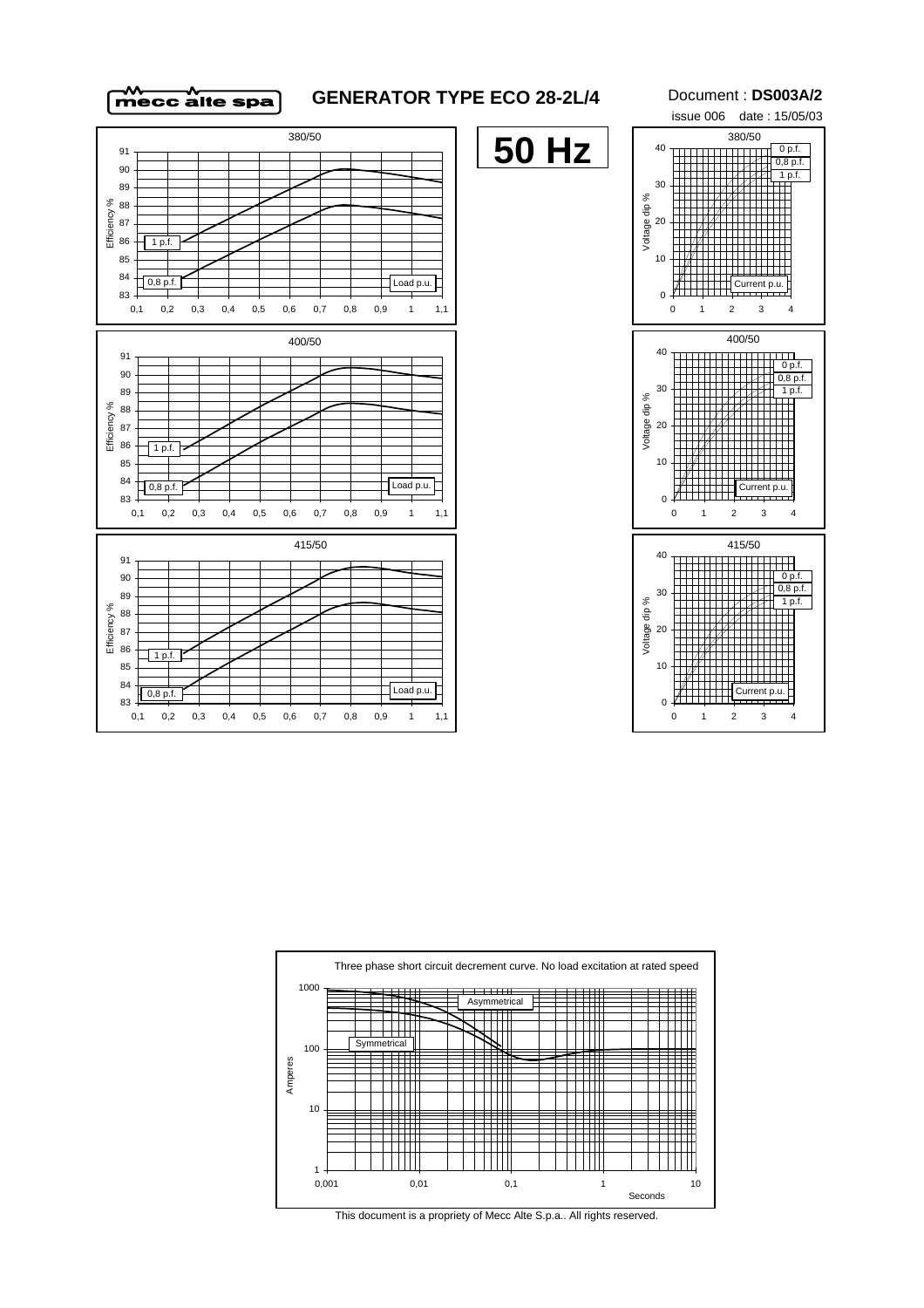# GENERATOR TYPE ECO 28-2L/4

Document : **DS003A/2**

issue 006 date : 15/05/03

# 50 Hz

380/50

Efficiency % — 1 p.f. — 0,8 p.f. — Load p.u.

0,1 0,2 0,3 0,4 0,5 0,6 0,7 0,8 0,9 1 1,1

400/50

Efficiency % — 1 p.f. — 0,8 p.f. — Load p.u.

415/50

Efficiency % — 1 p.f. — 0,8 p.f. — Load p.u.

380/50

Voltage dip % — 0 p.f. — 0,8 p.f. — 1 p.f. — Current p.u.

400/50

Voltage dip % — 0 p.f. — 0,8 p.f. — 1 p.f. — Current p.u.

415/50

Voltage dip % — 0 p.f. — 0,8 p.f. — 1 p.f. — Current p.u.

Three phase short circuit decrement curve. No load excitation at rated speed

Amperes — Asymmetrical — Symmetrical — Seconds

This document is a propriety of Mecc Alte S.p.a.. All rights reserved.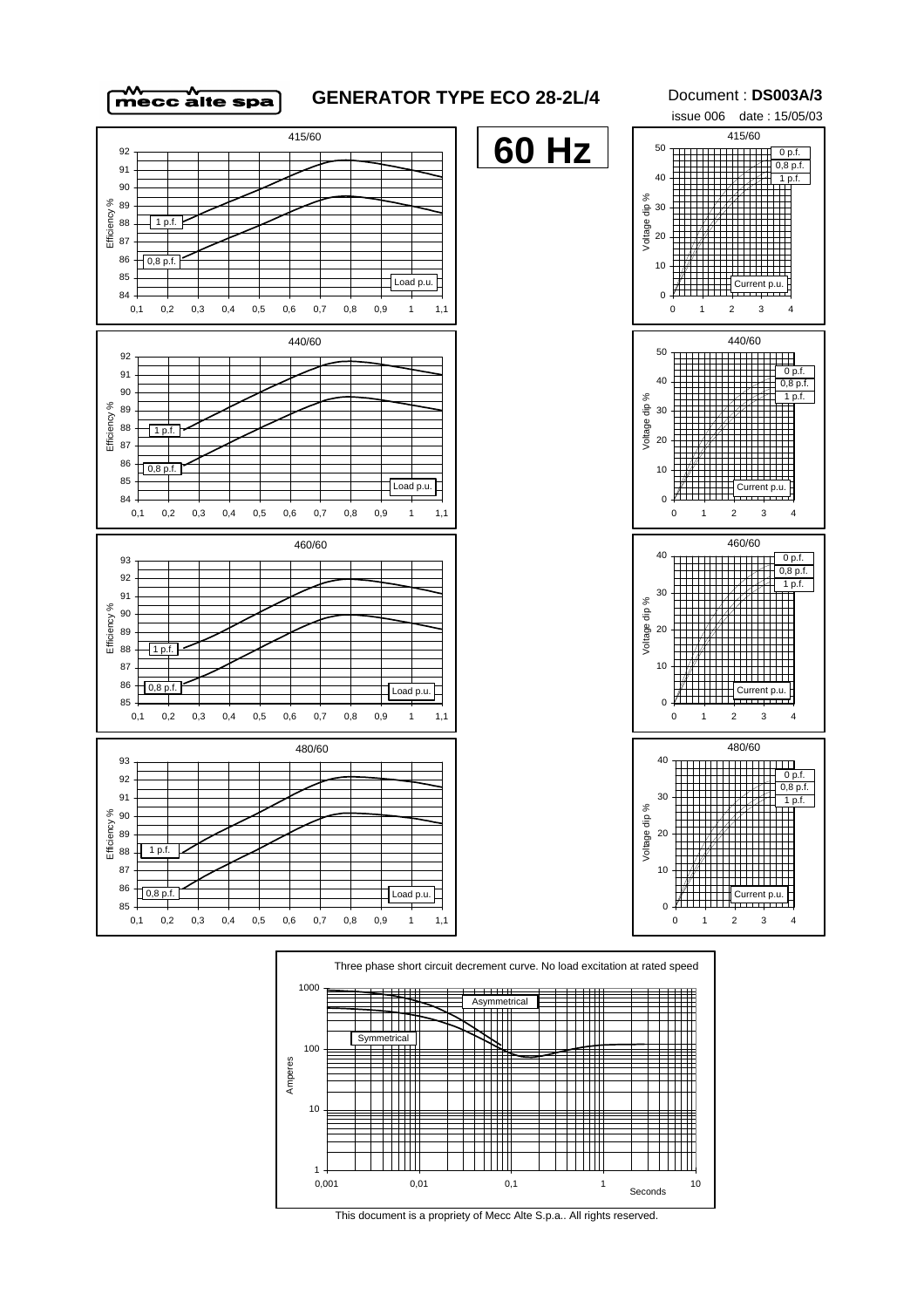# GENERATOR TYPE ECO 28-2L/4

Document : **DS003A/3**

issue 006 date : 15/05/03

## 60 Hz

415/60

Efficiency %: 84 – 92; Load p.u.: 0,1 – 1,1; curves: 1 p.f., 0,8 p.f.

415/60

Voltage dip %: 0 – 50; Current p.u.: 0 – 4; curves: 0 p.f., 0,8 p.f., 1 p.f.

440/60

Efficiency %: 84 – 92; Load p.u.: 0,1 – 1,1; curves: 1 p.f., 0,8 p.f.

440/60

Voltage dip %: 0 – 50; Current p.u.: 0 – 4; curves: 0 p.f., 0,8 p.f., 1 p.f.

460/60

Efficiency %: 85 – 93; Load p.u.: 0,1 – 1,1; curves: 1 p.f., 0,8 p.f.

460/60

Voltage dip %: 0 – 40; Current p.u.: 0 – 4; curves: 0 p.f., 0,8 p.f., 1 p.f.

480/60

Efficiency %: 85 – 93; Load p.u.: 0,1 – 1,1; curves: 1 p.f., 0,8 p.f.

480/60

Voltage dip %: 0 – 40; Current p.u.: 0 – 4; curves: 0 p.f., 0,8 p.f., 1 p.f.

Three phase short circuit decrement curve. No load excitation at rated speed

Amperes: 1 – 1000; Seconds: 0,001 – 10; curves: Asymmetrical, Symmetrical

This document is a propriety of Mecc Alte S.p.a.. All rights reserved.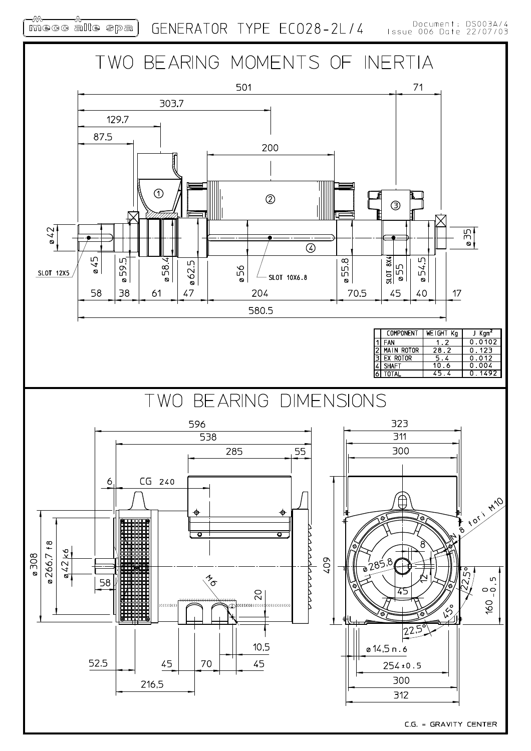mecc alte spa — GENERATOR TYPE ECO28-2L/4 — Document: DS003A/4 Issue 006 Date 22/07/03

# TWO BEARING MOMENTS OF INERTIA

| | COMPONENT | WEIGHT Kg | J Kgm² |
|---|---|---|---|
| 1 | FAN | 1.2 | 0.0102 |
| 2 | MAIN ROTOR | 28.2 | 0.123 |
| 3 | EX ROTOR | 5.4 | 0.012 |
| 4 | SHAFT | 10.6 | 0.004 |
| 6 | TOTAL | 45.4 | 0.1492 |

# TWO BEARING DIMENSIONS

C.G. = GRAVITY CENTER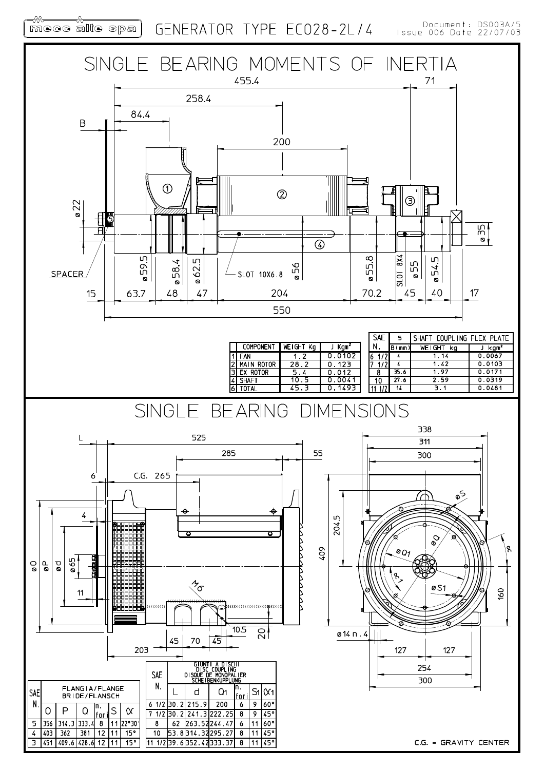GENERATOR TYPE ECO28-2L/4

Document: DS003A/5 Issue 006 Date 22/07/03

# SINGLE BEARING MOMENTS OF INERTIA

455.4
71
258.4
84.4
B
200
ø22
SPACER
ø59.5
ø58.4
ø62.5
SLOT 10X6.8
ø56
ø55.8
SLOT 8X4
ø55
ø54.5
ø35
15
63.7
48
47
204
70.2
45
40
17
550

| | COMPONENT | WEIGHT Kg | J Kgm² |
|---|---|---|---|
| 1 | FAN | 1.2 | 0.0102 |
| 2 | MAIN ROTOR | 28.2 | 0.123 |
| 3 | EX ROTOR | 5.4 | 0.012 |
| 4 | SHAFT | 10.5 | 0.0041 |
| 6 | TOTAL | 45.3 | 0.1493 |

| SAE N. | 5 B(mm) | SHAFT COUPLING FLEX PLATE WEIGHT kg | J kgm² |
|---|---|---|---|
| 6 1/2 | 4 | 1.14 | 0.0067 |
| 7 1/2 | 4 | 1.42 | 0.0103 |
| 8 | 35.6 | 1.97 | 0.0171 |
| 10 | 27.6 | 2.59 | 0.0319 |
| 11 1/2 | 14 | 3.1 | 0.0481 |

# SINGLE BEARING DIMENSIONS

L
525
285
55
6
C.G. 265
4
ø65
11
øO
øP
ød
M6
10.5
20
45
70
45
203
338
311
300
204.5
409
160
øS
øQ
øQ1
øS1
ø14 n.4
127
127
254
300

| SAE N. | FLANGIA/FLANGE BRIDE/FLANSCH | | | | | |
|---|---|---|---|---|---|---|
| | O | P | Q | n. fori | S | α |
| 5 | 356 | 314.3 | 333.4 | 8 | 11 | 22°30' |
| 4 | 403 | 362 | 381 | 12 | 11 | 15° |
| 3 | 451 | 409.6 | 428.6 | 12 | 11 | 15° |

| SAE N. | GIUNTI A DISCHI DISC COUPLING DISQUE DE MONOPALIER SCHEIBENKUPPLUNG | | | | | |
|---|---|---|---|---|---|---|
| | L | d | Q1 | n. fori | S1 | α1 |
| 6 1/2 | 30.2 | 215.9 | 200 | 6 | 9 | 60° |
| 7 1/2 | 30.2 | 241.3 | 222.25 | 8 | 9 | 45° |
| 8 | 62 | 263.52 | 244.47 | 6 | 11 | 60° |
| 10 | 53.8 | 314.32 | 295.27 | 8 | 11 | 45° |
| 11 1/2 | 39.6 | 352.42 | 333.37 | 8 | 11 | 45° |

C.G. = GRAVITY CENTER